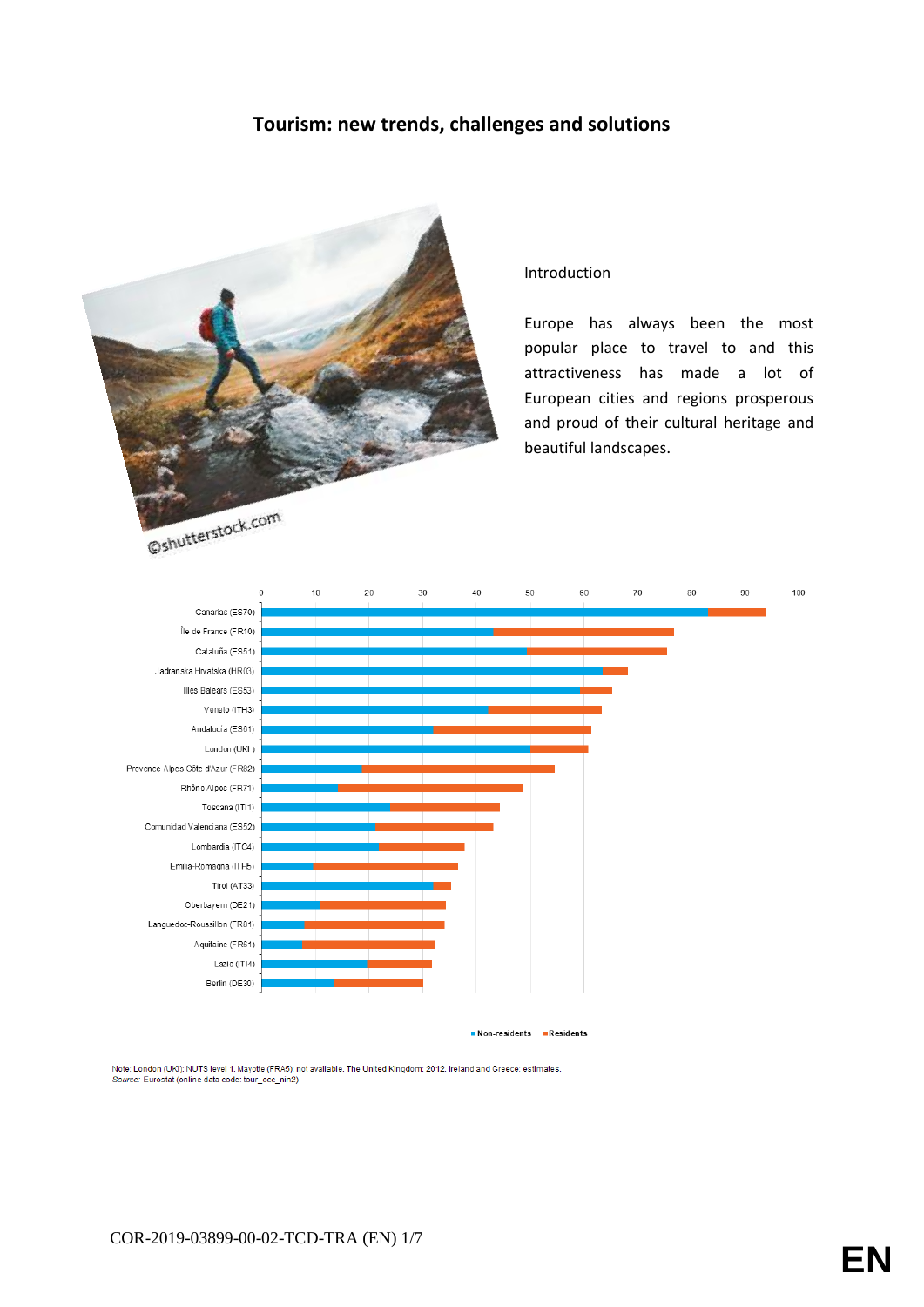# Tourism: new trends, challenges and solutions

©shutterstock.com

Introduction

Europe has always been the most popular place to travel to and this attractiveness has made a lot of European cities and regions prosperous and proud of their cultural heritage and beautiful landscapes.

0 10 20 30 40 50 60 70 80 90 100

Canarias (ES70)
Île de France (FR10)
Cataluña (ES51)
Jadranska Hrvatska (HR03)
Illes Balears (ES53)
Veneto (ITH3)
Andalucía (ES61)
London (UKI)
Provence-Alpes-Côte d'Azur (FR82)
Rhône-Alpes (FR71)
Toscana (ITI1)
Comunidad Valenciana (ES52)
Lombardia (ITC4)
Emilia-Romagna (ITH5)
Tirol (AT33)
Oberbayern (DE21)
Languedoc-Roussillon (FR81)
Aquitaine (FR61)
Lazio (ITI4)
Berlin (DE30)

Non-residents Residents

Note: London (UK): NUTS level 1. Mayotte (FRA5): not available. The United Kingdom: 2012. Ireland and Greece: estimates.
*Source:* Eurostat (online data code: tour_occ_nin2)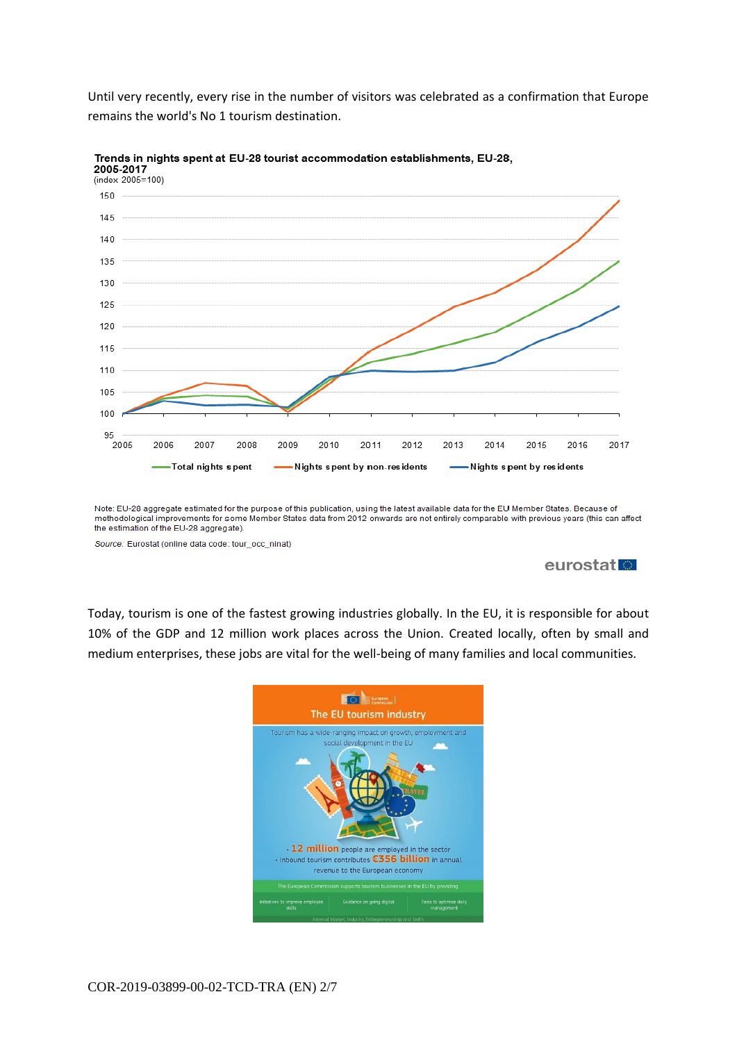Until very recently, every rise in the number of visitors was celebrated as a confirmation that Europe remains the world's No 1 tourism destination.

**Trends in nights spent at EU-28 tourist accommodation establishments, EU-28, 2005-2017**
(index 2005=100)

150
145
140
135
130
125
120
115
110
105
100
95

2005 2006 2007 2008 2009 2010 2011 2012 2013 2014 2015 2016 2017

Total nights spent — Nights spent by non-residents — Nights spent by residents

Note: EU-28 aggregate estimated for the purpose of this publication, using the latest available data for the EU Member States. Because of methodological improvements for some Member States data from 2012 onwards are not entirely comparable with previous years (this can affect the estimation of the EU-28 aggregate).

*Source:* Eurostat (online data code: tour_occ_ninat)

eurostat

Today, tourism is one of the fastest growing industries globally. In the EU, it is responsible for about 10% of the GDP and 12 million work places across the Union. Created locally, often by small and medium enterprises, these jobs are vital for the well-being of many families and local communities.

European Commission

The EU tourism industry

Tourism has a wide-ranging impact on growth, employment and social development in the EU

- 12 million people are employed in the sector
- Inbound tourism contributes €356 billion in annual revenue to the European economy

The European Commission supports tourism businesses in the EU by providing:

Initiatives to improve employee skills | Guidance on going digital | Tools to optimise daily management

Internal Market, Industry, Entrepreneurship and SMEs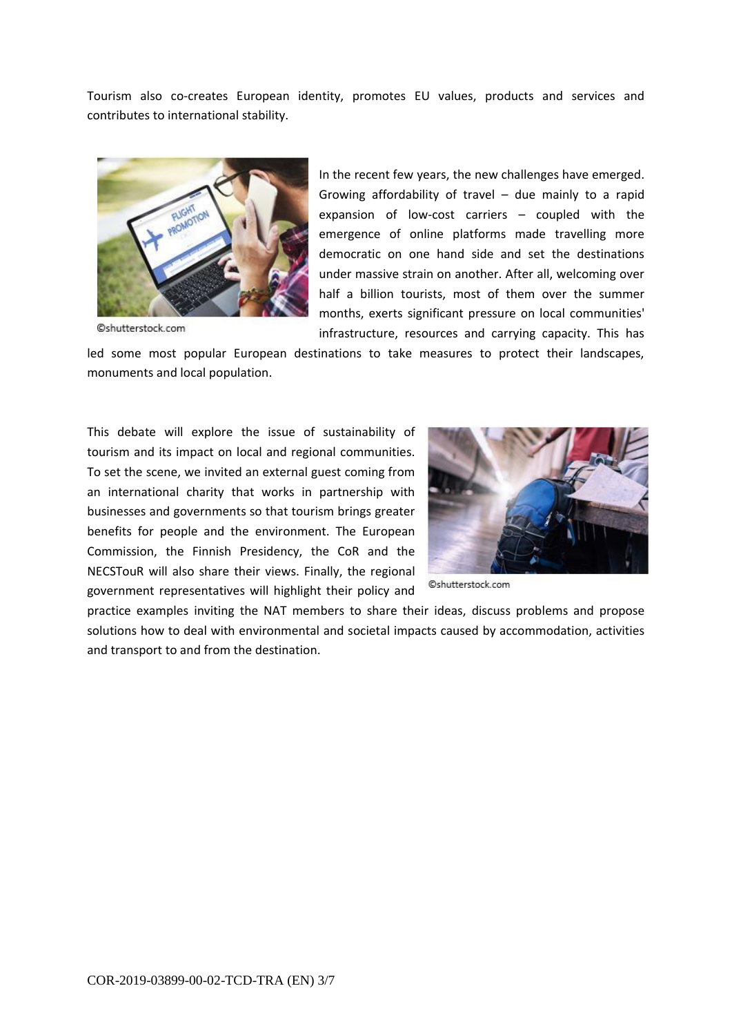Tourism also co-creates European identity, promotes EU values, products and services and contributes to international stability.

©shutterstock.com

In the recent few years, the new challenges have emerged. Growing affordability of travel – due mainly to a rapid expansion of low-cost carriers – coupled with the emergence of online platforms made travelling more democratic on one hand side and set the destinations under massive strain on another. After all, welcoming over half a billion tourists, most of them over the summer months, exerts significant pressure on local communities' infrastructure, resources and carrying capacity. This has led some most popular European destinations to take measures to protect their landscapes, monuments and local population.

This debate will explore the issue of sustainability of tourism and its impact on local and regional communities. To set the scene, we invited an external guest coming from an international charity that works in partnership with businesses and governments so that tourism brings greater benefits for people and the environment. The European Commission, the Finnish Presidency, the CoR and the NECSTouR will also share their views. Finally, the regional government representatives will highlight their policy and practice examples inviting the NAT members to share their ideas, discuss problems and propose solutions how to deal with environmental and societal impacts caused by accommodation, activities and transport to and from the destination.

©shutterstock.com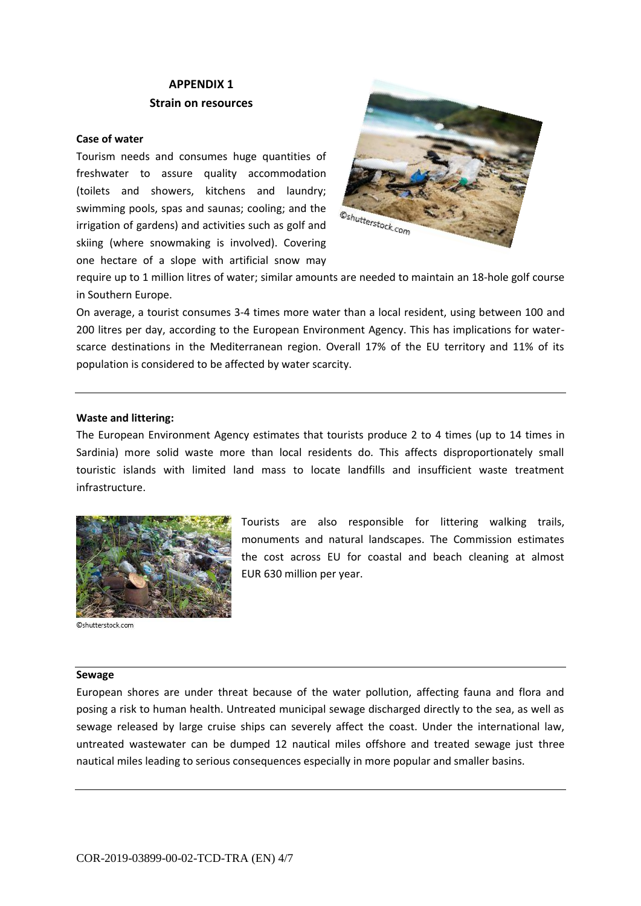## APPENDIX 1
## Strain on resources

**Case of water**

Tourism needs and consumes huge quantities of freshwater to assure quality accommodation (toilets and showers, kitchens and laundry; swimming pools, spas and saunas; cooling; and the irrigation of gardens) and activities such as golf and skiing (where snowmaking is involved). Covering one hectare of a slope with artificial snow may require up to 1 million litres of water; similar amounts are needed to maintain an 18-hole golf course in Southern Europe.

On average, a tourist consumes 3-4 times more water than a local resident, using between 100 and 200 litres per day, according to the European Environment Agency. This has implications for water-scarce destinations in the Mediterranean region. Overall 17% of the EU territory and 11% of its population is considered to be affected by water scarcity.

---

**Waste and littering:**

The European Environment Agency estimates that tourists produce 2 to 4 times (up to 14 times in Sardinia) more solid waste more than local residents do. This affects disproportionately small touristic islands with limited land mass to locate landfills and insufficient waste treatment infrastructure.

Tourists are also responsible for littering walking trails, monuments and natural landscapes. The Commission estimates the cost across EU for coastal and beach cleaning at almost EUR 630 million per year.

©shutterstock.com

---

**Sewage**

European shores are under threat because of the water pollution, affecting fauna and flora and posing a risk to human health. Untreated municipal sewage discharged directly to the sea, as well as sewage released by large cruise ships can severely affect the coast. Under the international law, untreated wastewater can be dumped 12 nautical miles offshore and treated sewage just three nautical miles leading to serious consequences especially in more popular and smaller basins.

---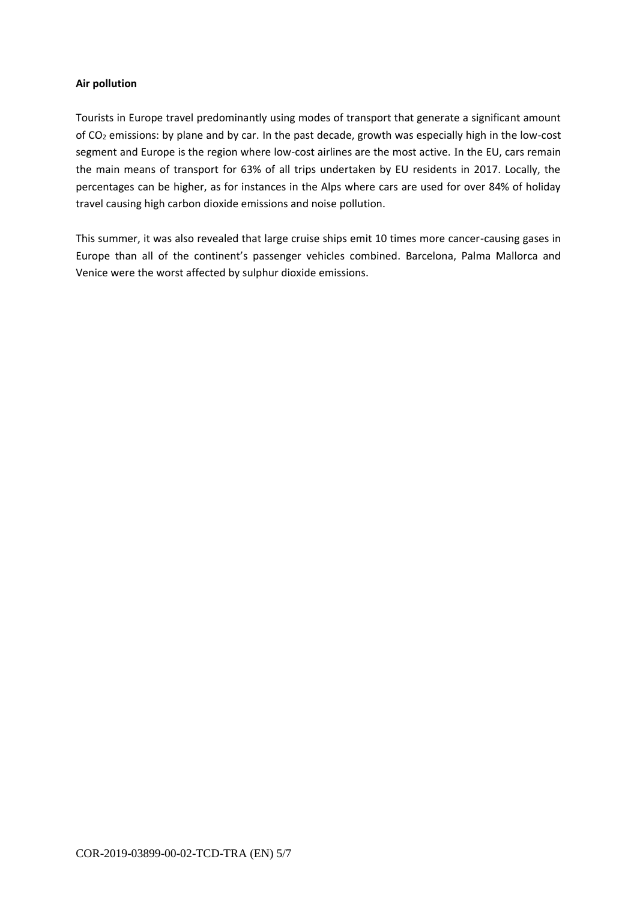**Air pollution**

Tourists in Europe travel predominantly using modes of transport that generate a significant amount of $CO_2$ emissions: by plane and by car. In the past decade, growth was especially high in the low-cost segment and Europe is the region where low-cost airlines are the most active. In the EU, cars remain the main means of transport for 63% of all trips undertaken by EU residents in 2017. Locally, the percentages can be higher, as for instances in the Alps where cars are used for over 84% of holiday travel causing high carbon dioxide emissions and noise pollution.

This summer, it was also revealed that large cruise ships emit 10 times more cancer-causing gases in Europe than all of the continent's passenger vehicles combined. Barcelona, Palma Mallorca and Venice were the worst affected by sulphur dioxide emissions.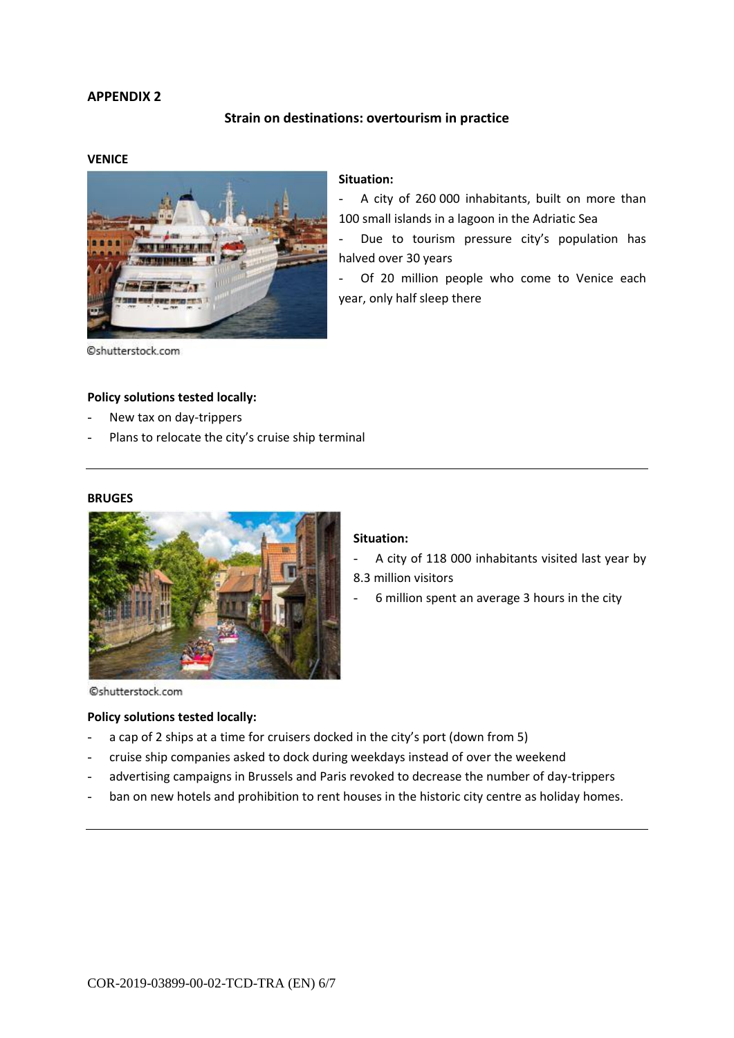## APPENDIX 2

### Strain on destinations: overtourism in practice

**VENICE**

©shutterstock.com

**Situation:**

- A city of 260 000 inhabitants, built on more than 100 small islands in a lagoon in the Adriatic Sea
- Due to tourism pressure city's population has halved over 30 years
- Of 20 million people who come to Venice each year, only half sleep there

**Policy solutions tested locally:**

- New tax on day-trippers
- Plans to relocate the city's cruise ship terminal

---

**BRUGES**

©shutterstock.com

**Situation:**

- A city of 118 000 inhabitants visited last year by 8.3 million visitors
- 6 million spent an average 3 hours in the city

**Policy solutions tested locally:**

- a cap of 2 ships at a time for cruisers docked in the city's port (down from 5)
- cruise ship companies asked to dock during weekdays instead of over the weekend
- advertising campaigns in Brussels and Paris revoked to decrease the number of day-trippers
- ban on new hotels and prohibition to rent houses in the historic city centre as holiday homes.

---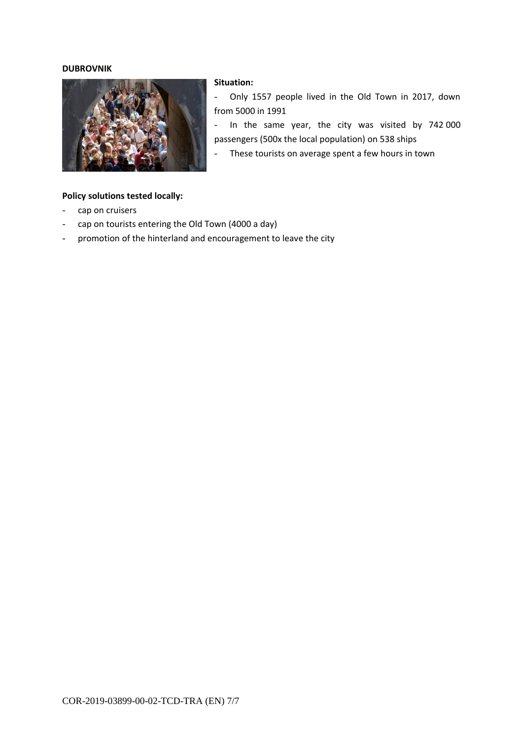**DUBROVNIK**

**Situation:**

- Only 1557 people lived in the Old Town in 2017, down from 5000 in 1991
- In the same year, the city was visited by 742 000 passengers (500x the local population) on 538 ships
- These tourists on average spent a few hours in town

**Policy solutions tested locally:**

- cap on cruisers
- cap on tourists entering the Old Town (4000 a day)
- promotion of the hinterland and encouragement to leave the city